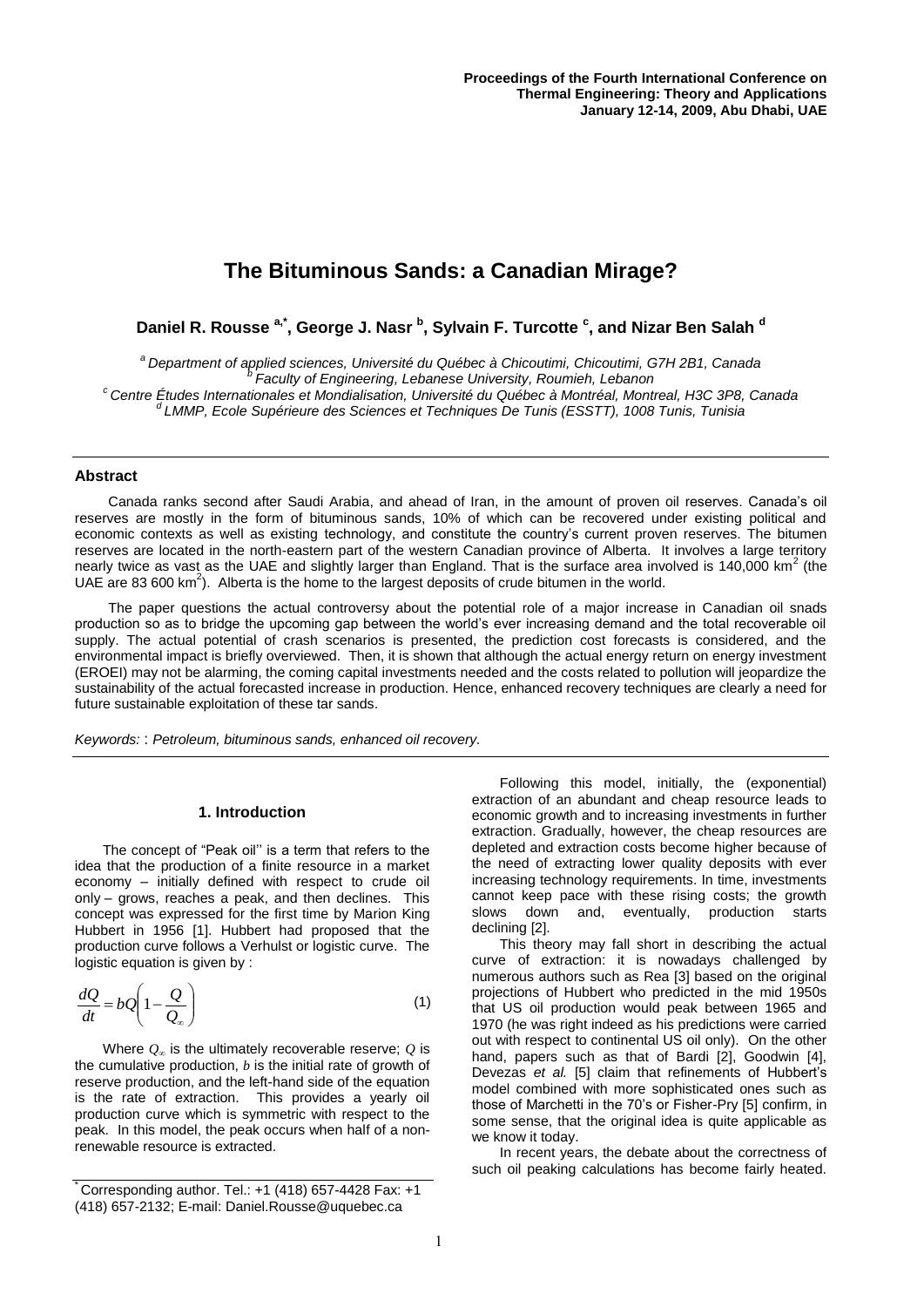**Proceedings of the Fourth International Conference on Thermal Engineering: Theory and Applications January 12-14, 2009, Abu Dhabi, UAE**

# The Bituminous Sands: a Canadian Mirage?

**Daniel R. Rousse [a,*], George J. Nasr [b], Sylvain F. Turcotte [c], and Nizar Ben Salah [d]**

[a] *Department of applied sciences, Université du Québec à Chicoutimi, Chicoutimi, G7H 2B1, Canada*
[b] *Faculty of Engineering, Lebanese University, Roumieh, Lebanon*
[c] *Centre Études Internationales et Mondialisation, Université du Québec à Montréal, Montreal, H3C 3P8, Canada*
[d] *LMMP, Ecole Supérieure des Sciences et Techniques De Tunis (ESSTT), 1008 Tunis, Tunisia*

## Abstract

Canada ranks second after Saudi Arabia, and ahead of Iran, in the amount of proven oil reserves. Canada's oil reserves are mostly in the form of bituminous sands, 10% of which can be recovered under existing political and economic contexts as well as existing technology, and constitute the country's current proven reserves. The bitumen reserves are located in the north-eastern part of the western Canadian province of Alberta. It involves a large territory nearly twice as vast as the UAE and slightly larger than England. That is the surface area involved is 140,000 km$^2$ (the UAE are 83 600 km$^2$). Alberta is the home to the largest deposits of crude bitumen in the world.

The paper questions the actual controversy about the potential role of a major increase in Canadian oil snads production so as to bridge the upcoming gap between the world's ever increasing demand and the total recoverable oil supply. The actual potential of crash scenarios is presented, the prediction cost forecasts is considered, and the environmental impact is briefly overviewed. Then, it is shown that although the actual energy return on energy investment (EROEI) may not be alarming, the coming capital investments needed and the costs related to pollution will jeopardize the sustainability of the actual forecasted increase in production. Hence, enhanced recovery techniques are clearly a need for future sustainable exploitation of these tar sands.

*Keywords:* : *Petroleum, bituminous sands, enhanced oil recovery.*

## 1. Introduction

The concept of "Peak oil'' is a term that refers to the idea that the production of a finite resource in a market economy – initially defined with respect to crude oil only – grows, reaches a peak, and then declines. This concept was expressed for the first time by Marion King Hubbert in 1956 [1]. Hubbert had proposed that the production curve follows a Verhulst or logistic curve. The logistic equation is given by :

$$\frac{dQ}{dt} = bQ\left(1 - \frac{Q}{Q_\infty}\right) \tag{1}$$

Where $Q_\infty$ is the ultimately recoverable reserve; $Q$ is the cumulative production, $b$ is the initial rate of growth of reserve production, and the left-hand side of the equation is the rate of extraction. This provides a yearly oil production curve which is symmetric with respect to the peak. In this model, the peak occurs when half of a non-renewable resource is extracted.

Following this model, initially, the (exponential) extraction of an abundant and cheap resource leads to economic growth and to increasing investments in further extraction. Gradually, however, the cheap resources are depleted and extraction costs become higher because of the need of extracting lower quality deposits with ever increasing technology requirements. In time, investments cannot keep pace with these rising costs; the growth slows down and, eventually, production starts declining [2].

This theory may fall short in describing the actual curve of extraction: it is nowadays challenged by numerous authors such as Rea [3] based on the original projections of Hubbert who predicted in the mid 1950s that US oil production would peak between 1965 and 1970 (he was right indeed as his predictions were carried out with respect to continental US oil only). On the other hand, papers such as that of Bardi [2], Goodwin [4], Devezas *et al.* [5] claim that refinements of Hubbert's model combined with more sophisticated ones such as those of Marchetti in the 70's or Fisher-Pry [5] confirm, in some sense, that the original idea is quite applicable as we know it today.

In recent years, the debate about the correctness of such oil peaking calculations has become fairly heated.

[*] Corresponding author. Tel.: +1 (418) 657-4428 Fax: +1 (418) 657-2132; E-mail: Daniel.Rousse@uquebec.ca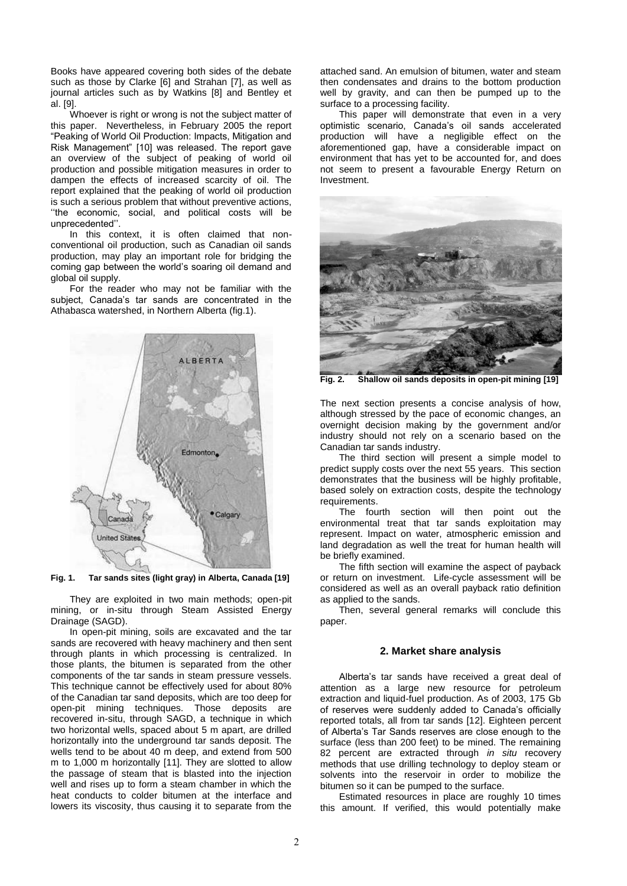Books have appeared covering both sides of the debate such as those by Clarke [6] and Strahan [7], as well as journal articles such as by Watkins [8] and Bentley et al. [9].

Whoever is right or wrong is not the subject matter of this paper. Nevertheless, in February 2005 the report "Peaking of World Oil Production: Impacts, Mitigation and Risk Management" [10] was released. The report gave an overview of the subject of peaking of world oil production and possible mitigation measures in order to dampen the effects of increased scarcity of oil. The report explained that the peaking of world oil production is such a serious problem that without preventive actions, ''the economic, social, and political costs will be unprecedented''.

In this context, it is often claimed that non-conventional oil production, such as Canadian oil sands production, may play an important role for bridging the coming gap between the world's soaring oil demand and global oil supply.

For the reader who may not be familiar with the subject, Canada's tar sands are concentrated in the Athabasca watershed, in Northern Alberta (fig.1).

**Fig. 1. Tar sands sites (light gray) in Alberta, Canada [19]**

They are exploited in two main methods; open-pit mining, or in-situ through Steam Assisted Energy Drainage (SAGD).

In open-pit mining, soils are excavated and the tar sands are recovered with heavy machinery and then sent through plants in which processing is centralized. In those plants, the bitumen is separated from the other components of the tar sands in steam pressure vessels. This technique cannot be effectively used for about 80% of the Canadian tar sand deposits, which are too deep for open-pit mining techniques. Those deposits are recovered in-situ, through SAGD, a technique in which two horizontal wells, spaced about 5 m apart, are drilled horizontally into the underground tar sands deposit. The wells tend to be about 40 m deep, and extend from 500 m to 1,000 m horizontally [11]. They are slotted to allow the passage of steam that is blasted into the injection well and rises up to form a steam chamber in which the heat conducts to colder bitumen at the interface and lowers its viscosity, thus causing it to separate from the attached sand. An emulsion of bitumen, water and steam then condensates and drains to the bottom production well by gravity, and can then be pumped up to the surface to a processing facility.

This paper will demonstrate that even in a very optimistic scenario, Canada's oil sands accelerated production will have a negligible effect on the aforementioned gap, have a considerable impact on environment that has yet to be accounted for, and does not seem to present a favourable Energy Return on Investment.

**Fig. 2. Shallow oil sands deposits in open-pit mining [19]**

The next section presents a concise analysis of how, although stressed by the pace of economic changes, an overnight decision making by the government and/or industry should not rely on a scenario based on the Canadian tar sands industry.

The third section will present a simple model to predict supply costs over the next 55 years. This section demonstrates that the business will be highly profitable, based solely on extraction costs, despite the technology requirements.

The fourth section will then point out the environmental treat that tar sands exploitation may represent. Impact on water, atmospheric emission and land degradation as well the treat for human health will be briefly examined.

The fifth section will examine the aspect of payback or return on investment. Life-cycle assessment will be considered as well as an overall payback ratio definition as applied to the sands.

Then, several general remarks will conclude this paper.

## 2. Market share analysis

Alberta's tar sands have received a great deal of attention as a large new resource for petroleum extraction and liquid-fuel production. As of 2003, 175 Gb of reserves were suddenly added to Canada's officially reported totals, all from tar sands [12]. Eighteen percent of Alberta's Tar Sands reserves are close enough to the surface (less than 200 feet) to be mined. The remaining 82 percent are extracted through *in situ* recovery methods that use drilling technology to deploy steam or solvents into the reservoir in order to mobilize the bitumen so it can be pumped to the surface.

Estimated resources in place are roughly 10 times this amount. If verified, this would potentially make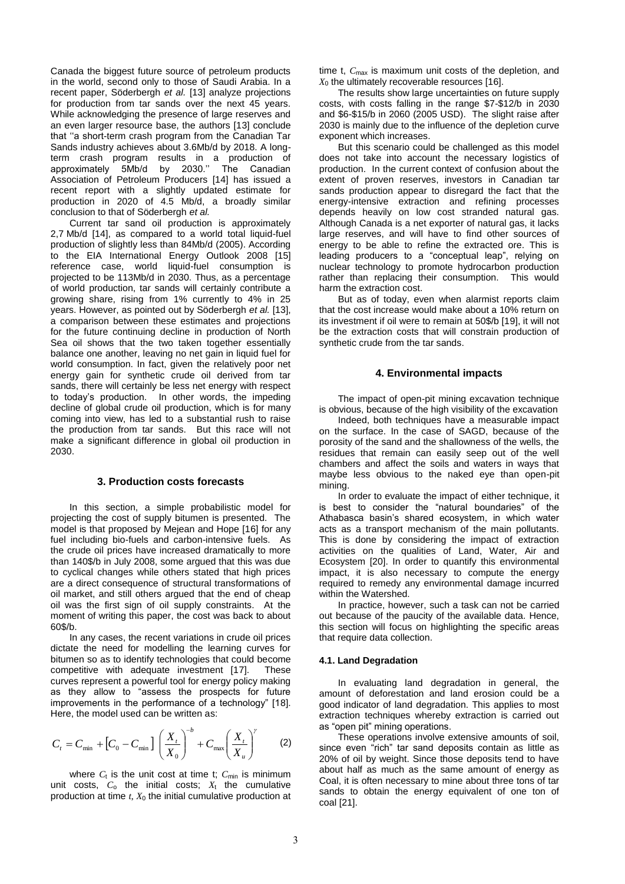Canada the biggest future source of petroleum products in the world, second only to those of Saudi Arabia. In a recent paper, Söderbergh *et al.* [13] analyze projections for production from tar sands over the next 45 years. While acknowledging the presence of large reserves and an even larger resource base, the authors [13] conclude that ''a short-term crash program from the Canadian Tar Sands industry achieves about 3.6Mb/d by 2018. A long-term crash program results in a production of approximately 5Mb/d by 2030.'' The Canadian Association of Petroleum Producers [14] has issued a recent report with a slightly updated estimate for production in 2020 of 4.5 Mb/d, a broadly similar conclusion to that of Söderbergh *et al.*

Current tar sand oil production is approximately 2,7 Mb/d [14], as compared to a world total liquid-fuel production of slightly less than 84Mb/d (2005). According to the EIA International Energy Outlook 2008 [15] reference case, world liquid-fuel consumption is projected to be 113Mb/d in 2030. Thus, as a percentage of world production, tar sands will certainly contribute a growing share, rising from 1% currently to 4% in 25 years. However, as pointed out by Söderbergh *et al.* [13], a comparison between these estimates and projections for the future continuing decline in production of North Sea oil shows that the two taken together essentially balance one another, leaving no net gain in liquid fuel for world consumption. In fact, given the relatively poor net energy gain for synthetic crude oil derived from tar sands, there will certainly be less net energy with respect to today's production. In other words, the impeding decline of global crude oil production, which is for many coming into view, has led to a substantial rush to raise the production from tar sands. But this race will not make a significant difference in global oil production in 2030.

## 3. Production costs forecasts

In this section, a simple probabilistic model for projecting the cost of supply bitumen is presented. The model is that proposed by Mejean and Hope [16] for any fuel including bio-fuels and carbon-intensive fuels. As the crude oil prices have increased dramatically to more than 140$/b in July 2008, some argued that this was due to cyclical changes while others stated that high prices are a direct consequence of structural transformations of oil market, and still others argued that the end of cheap oil was the first sign of oil supply constraints. At the moment of writing this paper, the cost was back to about 60$/b.

In any cases, the recent variations in crude oil prices dictate the need for modelling the learning curves for bitumen so as to identify technologies that could become competitive with adequate investment [17]. These curves represent a powerful tool for energy policy making as they allow to "assess the prospects for future improvements in the performance of a technology" [18]. Here, the model used can be written as:

$$C_t = C_{\min} + \left[C_0 - C_{\min}\right] \left(\frac{X_t}{X_0}\right)^{-b} + C_{\max}\left(\frac{X_t}{X_u}\right)^{\gamma} \qquad (2)$$

where $C_t$ is the unit cost at time t; $C_{\min}$ is minimum unit costs, $C_0$ the initial costs; $X_t$ the cumulative production at time $t$, $X_0$ the initial cumulative production at time t, $C_{\max}$ is maximum unit costs of the depletion, and $X_0$ the ultimately recoverable resources [16].

The results show large uncertainties on future supply costs, with costs falling in the range $7-$12/b in 2030 and $6-$15/b in 2060 (2005 USD). The slight raise after 2030 is mainly due to the influence of the depletion curve exponent which increases.

But this scenario could be challenged as this model does not take into account the necessary logistics of production. In the current context of confusion about the extent of proven reserves, investors in Canadian tar sands production appear to disregard the fact that the energy-intensive extraction and refining processes depends heavily on low cost stranded natural gas. Although Canada is a net exporter of natural gas, it lacks large reserves, and will have to find other sources of energy to be able to refine the extracted ore. This is leading producers to a "conceptual leap", relying on nuclear technology to promote hydrocarbon production rather than replacing their consumption. This would harm the extraction cost.

But as of today, even when alarmist reports claim that the cost increase would make about a 10% return on its investment if oil were to remain at 50$/b [19], it will not be the extraction costs that will constrain production of synthetic crude from the tar sands.

## 4. Environmental impacts

The impact of open-pit mining excavation technique is obvious, because of the high visibility of the excavation

Indeed, both techniques have a measurable impact on the surface. In the case of SAGD, because of the porosity of the sand and the shallowness of the wells, the residues that remain can easily seep out of the well chambers and affect the soils and waters in ways that maybe less obvious to the naked eye than open-pit mining.

In order to evaluate the impact of either technique, it is best to consider the "natural boundaries" of the Athabasca basin's shared ecosystem, in which water acts as a transport mechanism of the main pollutants. This is done by considering the impact of extraction activities on the qualities of Land, Water, Air and Ecosystem [20]. In order to quantify this environmental impact, it is also necessary to compute the energy required to remedy any environmental damage incurred within the Watershed.

In practice, however, such a task can not be carried out because of the paucity of the available data. Hence, this section will focus on highlighting the specific areas that require data collection.

### 4.1. Land Degradation

In evaluating land degradation in general, the amount of deforestation and land erosion could be a good indicator of land degradation. This applies to most extraction techniques whereby extraction is carried out as "open pit" mining operations.

These operations involve extensive amounts of soil, since even "rich" tar sand deposits contain as little as 20% of oil by weight. Since those deposits tend to have about half as much as the same amount of energy as Coal, it is often necessary to mine about three tons of tar sands to obtain the energy equivalent of one ton of coal [21].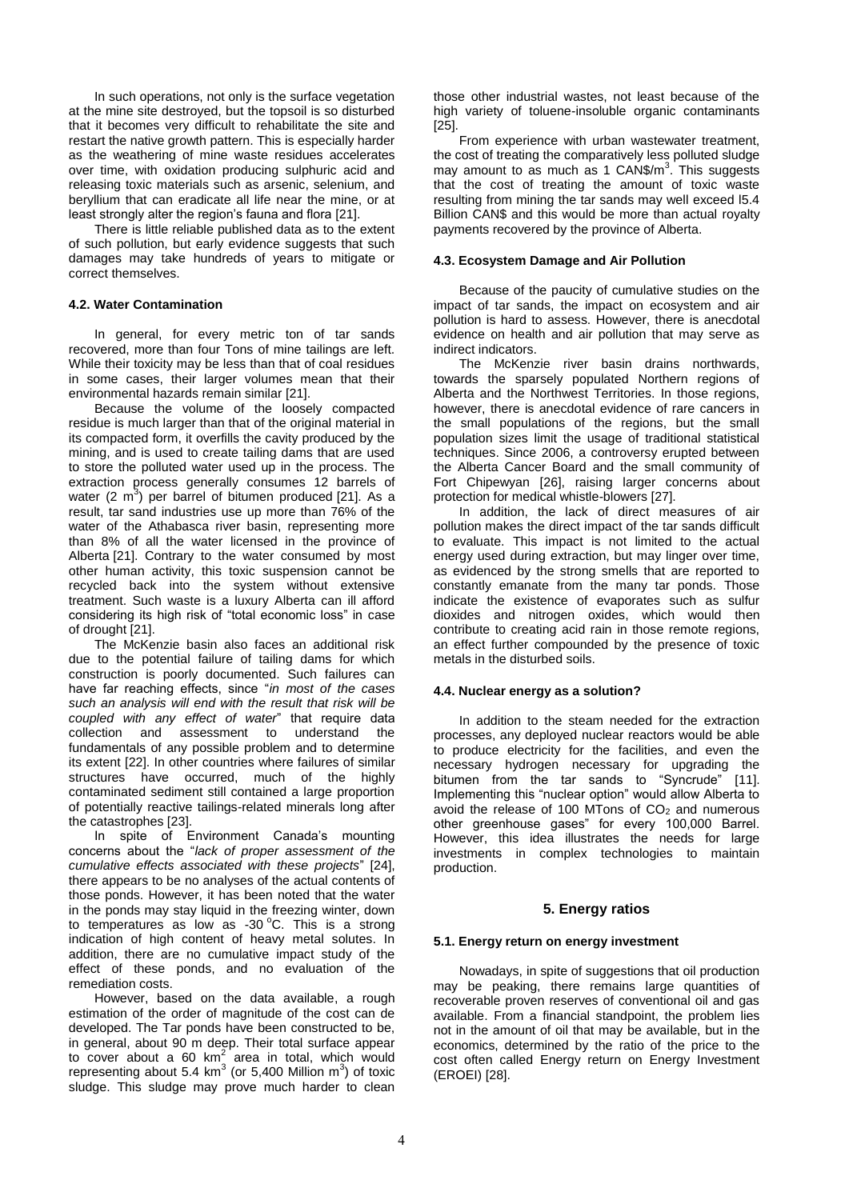In such operations, not only is the surface vegetation at the mine site destroyed, but the topsoil is so disturbed that it becomes very difficult to rehabilitate the site and restart the native growth pattern. This is especially harder as the weathering of mine waste residues accelerates over time, with oxidation producing sulphuric acid and releasing toxic materials such as arsenic, selenium, and beryllium that can eradicate all life near the mine, or at least strongly alter the region's fauna and flora [21].

There is little reliable published data as to the extent of such pollution, but early evidence suggests that such damages may take hundreds of years to mitigate or correct themselves.

#### 4.2. Water Contamination

In general, for every metric ton of tar sands recovered, more than four Tons of mine tailings are left. While their toxicity may be less than that of coal residues in some cases, their larger volumes mean that their environmental hazards remain similar [21].

Because the volume of the loosely compacted residue is much larger than that of the original material in its compacted form, it overfills the cavity produced by the mining, and is used to create tailing dams that are used to store the polluted water used up in the process. The extraction process generally consumes 12 barrels of water (2 $m^3$) per barrel of bitumen produced [21]. As a result, tar sand industries use up more than 76% of the water of the Athabasca river basin, representing more than 8% of all the water licensed in the province of Alberta [21]. Contrary to the water consumed by most other human activity, this toxic suspension cannot be recycled back into the system without extensive treatment. Such waste is a luxury Alberta can ill afford considering its high risk of "total economic loss" in case of drought [21].

The McKenzie basin also faces an additional risk due to the potential failure of tailing dams for which construction is poorly documented. Such failures can have far reaching effects, since "*in most of the cases such an analysis will end with the result that risk will be coupled with any effect of water*" that require data collection and assessment to understand the fundamentals of any possible problem and to determine its extent [22]. In other countries where failures of similar structures have occurred, much of the highly contaminated sediment still contained a large proportion of potentially reactive tailings-related minerals long after the catastrophes [23].

In spite of Environment Canada's mounting concerns about the "*lack of proper assessment of the cumulative effects associated with these projects*" [24], there appears to be no analyses of the actual contents of those ponds. However, it has been noted that the water in the ponds may stay liquid in the freezing winter, down to temperatures as low as -30 °C. This is a strong indication of high content of heavy metal solutes. In addition, there are no cumulative impact study of the effect of these ponds, and no evaluation of the remediation costs.

However, based on the data available, a rough estimation of the order of magnitude of the cost can de developed. The Tar ponds have been constructed to be, in general, about 90 m deep. Their total surface appear to cover about a 60 $km^2$ area in total, which would representing about 5.4 $km^3$ (or 5,400 Million $m^3$) of toxic sludge. This sludge may prove much harder to clean those other industrial wastes, not least because of the high variety of toluene-insoluble organic contaminants [25].

From experience with urban wastewater treatment, the cost of treating the comparatively less polluted sludge may amount to as much as 1 CAN\$/$m^3$. This suggests that the cost of treating the amount of toxic waste resulting from mining the tar sands may well exceed l5.4 Billion CAN\$ and this would be more than actual royalty payments recovered by the province of Alberta.

#### 4.3. Ecosystem Damage and Air Pollution

Because of the paucity of cumulative studies on the impact of tar sands, the impact on ecosystem and air pollution is hard to assess. However, there is anecdotal evidence on health and air pollution that may serve as indirect indicators.

The McKenzie river basin drains northwards, towards the sparsely populated Northern regions of Alberta and the Northwest Territories. In those regions, however, there is anecdotal evidence of rare cancers in the small populations of the regions, but the small population sizes limit the usage of traditional statistical techniques. Since 2006, a controversy erupted between the Alberta Cancer Board and the small community of Fort Chipewyan [26], raising larger concerns about protection for medical whistle-blowers [27].

In addition, the lack of direct measures of air pollution makes the direct impact of the tar sands difficult to evaluate. This impact is not limited to the actual energy used during extraction, but may linger over time, as evidenced by the strong smells that are reported to constantly emanate from the many tar ponds. Those indicate the existence of evaporates such as sulfur dioxides and nitrogen oxides, which would then contribute to creating acid rain in those remote regions, an effect further compounded by the presence of toxic metals in the disturbed soils.

#### 4.4. Nuclear energy as a solution?

In addition to the steam needed for the extraction processes, any deployed nuclear reactors would be able to produce electricity for the facilities, and even the necessary hydrogen necessary for upgrading the bitumen from the tar sands to "Syncrude" [11]. Implementing this "nuclear option" would allow Alberta to avoid the release of 100 MTons of $CO_2$ and numerous other greenhouse gases" for every 100,000 Barrel. However, this idea illustrates the needs for large investments in complex technologies to maintain production.

## 5. Energy ratios

#### 5.1. Energy return on energy investment

Nowadays, in spite of suggestions that oil production may be peaking, there remains large quantities of recoverable proven reserves of conventional oil and gas available. From a financial standpoint, the problem lies not in the amount of oil that may be available, but in the economics, determined by the ratio of the price to the cost often called Energy return on Energy Investment (EROEI) [28].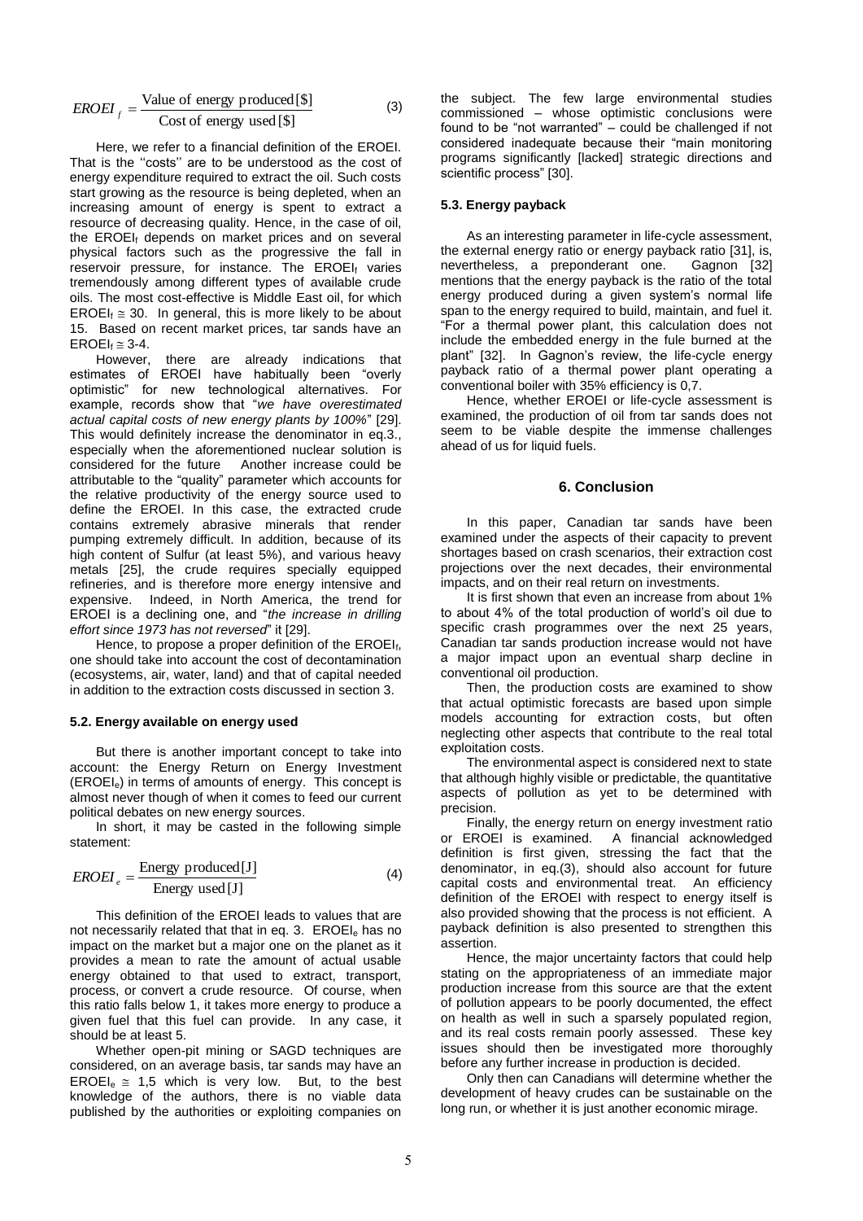$$EROEI_f = \frac{\text{Value of energy produced}[\$]}{\text{Cost of energy used}[\$]} \quad (3)$$

Here, we refer to a financial definition of the EROEI. That is the ''costs'' are to be understood as the cost of energy expenditure required to extract the oil. Such costs start growing as the resource is being depleted, when an increasing amount of energy is spent to extract a resource of decreasing quality. Hence, in the case of oil, the $EROEI_f$ depends on market prices and on several physical factors such as the progressive the fall in reservoir pressure, for instance. The $EROEI_f$ varies tremendously among different types of available crude oils. The most cost-effective is Middle East oil, for which $EROEI_f \cong 30$. In general, this is more likely to be about 15. Based on recent market prices, tar sands have an $EROEI_f \cong 3\text{-}4$.

However, there are already indications that estimates of EROEI have habitually been "overly optimistic" for new technological alternatives. For example, records show that "*we have overestimated actual capital costs of new energy plants by 100%*" [29]. This would definitely increase the denominator in eq.3., especially when the aforementioned nuclear solution is considered for the future Another increase could be attributable to the "quality" parameter which accounts for the relative productivity of the energy source used to define the EROEI. In this case, the extracted crude contains extremely abrasive minerals that render pumping extremely difficult. In addition, because of its high content of Sulfur (at least 5%), and various heavy metals [25], the crude requires specially equipped refineries, and is therefore more energy intensive and expensive. Indeed, in North America, the trend for EROEI is a declining one, and "*the increase in drilling effort since 1973 has not reversed*" it [29].

Hence, to propose a proper definition of the $EROEI_f$, one should take into account the cost of decontamination (ecosystems, air, water, land) and that of capital needed in addition to the extraction costs discussed in section 3.

#### 5.2. Energy available on energy used

But there is another important concept to take into account: the Energy Return on Energy Investment ($EROEI_e$) in terms of amounts of energy. This concept is almost never though of when it comes to feed our current political debates on new energy sources.

In short, it may be casted in the following simple statement:

$$EROEI_e = \frac{\text{Energy produced}[\text{J}]}{\text{Energy used}[\text{J}]} \quad (4)$$

This definition of the EROEI leads to values that are not necessarily related that that in eq. 3. $EROEI_e$ has no impact on the market but a major one on the planet as it provides a mean to rate the amount of actual usable energy obtained to that used to extract, transport, process, or convert a crude resource. Of course, when this ratio falls below 1, it takes more energy to produce a given fuel that this fuel can provide. In any case, it should be at least 5.

Whether open-pit mining or SAGD techniques are considered, on an average basis, tar sands may have an $EROEI_e \cong 1{,}5$ which is very low. But, to the best knowledge of the authors, there is no viable data published by the authorities or exploiting companies on the subject. The few large environmental studies commissioned – whose optimistic conclusions were found to be "not warranted" – could be challenged if not considered inadequate because their "main monitoring programs significantly [lacked] strategic directions and scientific process" [30].

#### 5.3. Energy payback

As an interesting parameter in life-cycle assessment, the external energy ratio or energy payback ratio [31], is, nevertheless, a preponderant one. Gagnon [32] mentions that the energy payback is the ratio of the total energy produced during a given system's normal life span to the energy required to build, maintain, and fuel it. "For a thermal power plant, this calculation does not include the embedded energy in the fule burned at the plant" [32]. In Gagnon's review, the life-cycle energy payback ratio of a thermal power plant operating a conventional boiler with 35% efficiency is 0,7.

Hence, whether EROEI or life-cycle assessment is examined, the production of oil from tar sands does not seem to be viable despite the immense challenges ahead of us for liquid fuels.

## 6. Conclusion

In this paper, Canadian tar sands have been examined under the aspects of their capacity to prevent shortages based on crash scenarios, their extraction cost projections over the next decades, their environmental impacts, and on their real return on investments.

It is first shown that even an increase from about 1% to about 4% of the total production of world's oil due to specific crash programmes over the next 25 years, Canadian tar sands production increase would not have a major impact upon an eventual sharp decline in conventional oil production.

Then, the production costs are examined to show that actual optimistic forecasts are based upon simple models accounting for extraction costs, but often neglecting other aspects that contribute to the real total exploitation costs.

The environmental aspect is considered next to state that although highly visible or predictable, the quantitative aspects of pollution as yet to be determined with precision.

Finally, the energy return on energy investment ratio or EROEI is examined. A financial acknowledged definition is first given, stressing the fact that the denominator, in eq.(3), should also account for future capital costs and environmental treat. An efficiency definition of the EROEI with respect to energy itself is also provided showing that the process is not efficient. A payback definition is also presented to strengthen this assertion.

Hence, the major uncertainty factors that could help stating on the appropriateness of an immediate major production increase from this source are that the extent of pollution appears to be poorly documented, the effect on health as well in such a sparsely populated region, and its real costs remain poorly assessed. These key issues should then be investigated more thoroughly before any further increase in production is decided.

Only then can Canadians will determine whether the development of heavy crudes can be sustainable on the long run, or whether it is just another economic mirage.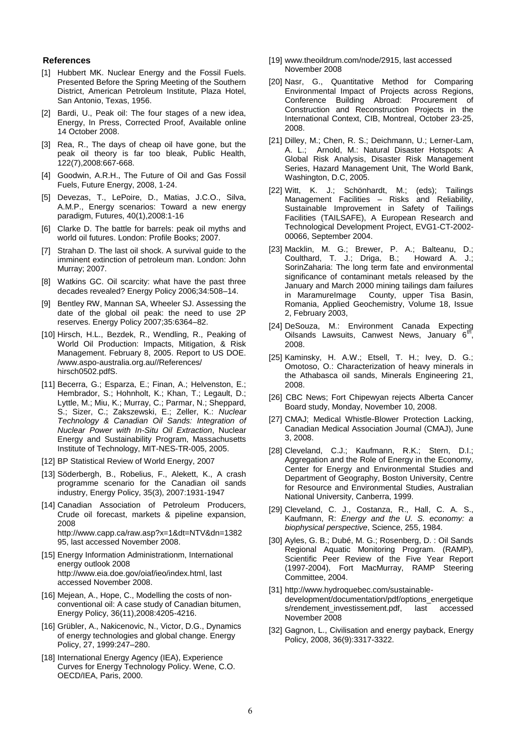## References

[1] Hubbert MK. Nuclear Energy and the Fossil Fuels. Presented Before the Spring Meeting of the Southern District, American Petroleum Institute, Plaza Hotel, San Antonio, Texas, 1956.

[2] Bardi, U., Peak oil: The four stages of a new idea, Energy, In Press, Corrected Proof, Available online 14 October 2008.

[3] Rea, R., The days of cheap oil have gone, but the peak oil theory is far too bleak, Public Health, 122(7),2008:667-668.

[4] Goodwin, A.R.H., The Future of Oil and Gas Fossil Fuels, Future Energy, 2008, 1-24.

[5] Devezas, T., LePoire, D., Matias, J.C.O., Silva, A.M.P., Energy scenarios: Toward a new energy paradigm, Futures, 40(1),2008:1-16

[6] Clarke D. The battle for barrels: peak oil myths and world oil futures. London: Profile Books; 2007.

[7] Strahan D. The last oil shock. A survival guide to the imminent extinction of petroleum man. London: John Murray; 2007.

[8] Watkins GC. Oil scarcity: what have the past three decades revealed? Energy Policy 2006;34:508–14.

[9] Bentley RW, Mannan SA, Wheeler SJ. Assessing the date of the global oil peak: the need to use 2P reserves. Energy Policy 2007;35:6364–82.

[10] Hirsch, H.L., Bezdek, R., Wendling, R., Peaking of World Oil Production: Impacts, Mitigation, & Risk Management. February 8, 2005. Report to US DOE. /www.aspo-australia.org.au//References/ hirsch0502.pdfS.

[11] Becerra, G.; Esparza, E.; Finan, A.; Helvenston, E.; Hembrador, S.; Hohnholt, K.; Khan, T.; Legault, D.; Lyttle, M.; Miu, K.; Murray, C.; Parmar, N.; Sheppard, S.; Sizer, C.; Zakszewski, E.; Zeller, K.: *Nuclear Technology & Canadian Oil Sands: Integration of Nuclear Power with In-Situ Oil Extraction*, Nuclear Energy and Sustainability Program, Massachusetts Institute of Technology, MIT-NES-TR-005, 2005.

[12] BP Statistical Review of World Energy, 2007

[13] Söderbergh, B., Robelius, F., Aleklett, K., A crash programme scenario for the Canadian oil sands industry, Energy Policy, 35(3), 2007:1931-1947

[14] Canadian Association of Petroleum Producers, Crude oil forecast, markets & pipeline expansion, 2008 http://www.capp.ca/raw.asp?x=1&dt=NTV&dn=138295, last accessed November 2008.

[15] Energy Information Administrationm, International energy outlook 2008 http://www.eia.doe.gov/oiaf/ieo/index.html, last accessed November 2008.

[16] Mejean, A., Hope, C., Modelling the costs of non-conventional oil: A case study of Canadian bitumen, Energy Policy, 36(11),2008:4205-4216.

[16] Grübler, A., Nakicenovic, N., Victor, D.G., Dynamics of energy technologies and global change. Energy Policy, 27, 1999:247–280.

[18] International Energy Agency (IEA), Experience Curves for Energy Technology Policy. Wene, C.O. OECD/IEA, Paris, 2000.

[19] www.theoildrum.com/node/2915, last accessed November 2008

[20] Nasr, G., Quantitative Method for Comparing Environmental Impact of Projects across Regions, Conference Building Abroad: Procurement of Construction and Reconstruction Projects in the International Context, CIB, Montreal, October 23-25, 2008.

[21] Dilley, M.; Chen, R. S.; Deichmann, U.; Lerner-Lam, A. L.; Arnold, M.: Natural Disaster Hotspots: A Global Risk Analysis, Disaster Risk Management Series, Hazard Management Unit, The World Bank, Washington, D.C, 2005.

[22] Witt, K. J.; Schönhardt, M.; (eds); Tailings Management Facilities – Risks and Reliability, Sustainable Improvement in Safety of Tailings Facilities (TAILSAFE), A European Research and Technological Development Project, EVG1-CT-2002-00066, September 2004.

[23] Macklin, M. G.; Brewer, P. A.; Balteanu, D.; Coulthard, T. J.; Driga, B.; Howard A. J.; SorinZaharia: The long term fate and environmental significance of contaminant metals released by the January and March 2000 mining tailings dam failures in MaramureImage County, upper Tisa Basin, Romania, Applied Geochemistry, Volume 18, Issue 2, February 2003,

[24] DeSouza, M.: Environment Canada Expecting Oilsands Lawsuits, Canwest News, January 6th, 2008.

[25] Kaminsky, H. A.W.; Etsell, T. H.; Ivey, D. G.; Omotoso, O.: Characterization of heavy minerals in the Athabasca oil sands, Minerals Engineering 21, 2008.

[26] CBC News; Fort Chipewyan rejects Alberta Cancer Board study, Monday, November 10, 2008.

[27] CMAJ; Medical Whistle-Blower Protection Lacking, Canadian Medical Association Journal (CMAJ), June 3, 2008.

[28] Cleveland, C.J.; Kaufmann, R.K.; Stern, D.I.; Aggregation and the Role of Energy in the Economy, Center for Energy and Environmental Studies and Department of Geography, Boston University, Centre for Resource and Environmental Studies, Australian National University, Canberra, 1999.

[29] Cleveland, C. J., Costanza, R., Hall, C. A. S., Kaufmann, R: *Energy and the U. S. economy: a biophysical perspective*, Science, 255, 1984.

[30] Ayles, G. B.; Dubé, M. G.; Rosenberg, D. : Oil Sands Regional Aquatic Monitoring Program. (RAMP), Scientific Peer Review of the Five Year Report (1997-2004), Fort MacMurray, RAMP Steering Committee, 2004.

[31] http://www.hydroquebec.com/sustainable-development/documentation/pdf/options_energetiques/rendement_investissement.pdf, last accessed November 2008

[32] Gagnon, L., Civilisation and energy payback, Energy Policy, 2008, 36(9):3317-3322.